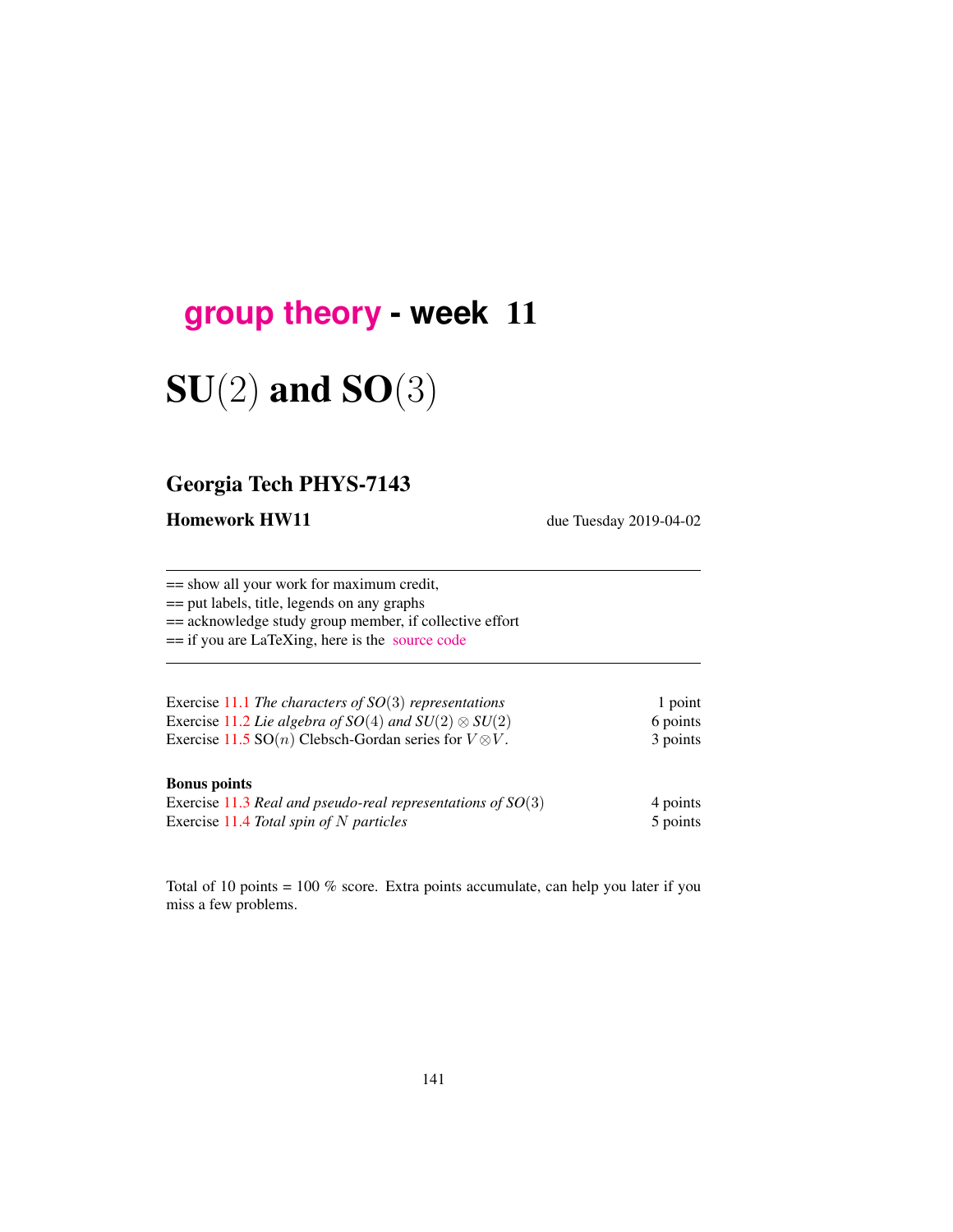# group theory - week 11

# SU(2) and SO(3)

## Georgia Tech PHYS-7143

**Homework HW11** due Tuesday 2019-04-02

---

== show all your work for maximum credit,
== put labels, title, legends on any graphs
== acknowledge study group member, if collective effort
== if you are LaTeXing, here is the source code

---

| | |
|---|---|
| Exercise 11.1 *The characters of SO(3) representations* | 1 point |
| Exercise 11.2 *Lie algebra of SO(4) and SU(2) $\otimes$ SU(2)* | 6 points |
| Exercise 11.5 SO($n$) Clebsch-Gordan series for $V \otimes V$. | 3 points |

**Bonus points**

| | |
|---|---|
| Exercise 11.3 *Real and pseudo-real representations of SO(3)* | 4 points |
| Exercise 11.4 *Total spin of $N$ particles* | 5 points |

Total of 10 points = 100 % score. Extra points accumulate, can help you later if you miss a few problems.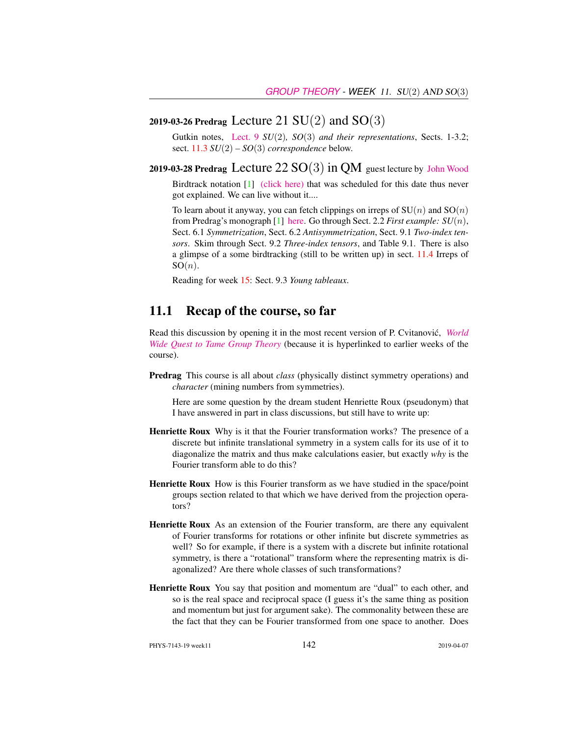**2019-03-26 Predrag** Lecture 21 SU(2) and SO(3)

Gutkin notes, Lect. 9 *SU*(2)*, SO*(3) *and their representations*, Sects. 1-3.2; sect. 11.3 *SU*(2) – *SO*(3) *correspondence* below.

**2019-03-28 Predrag** Lecture 22 SO(3) in QM guest lecture by John Wood

Birdtrack notation [1] (click here) that was scheduled for this date thus never got explained. We can live without it....

To learn about it anyway, you can fetch clippings on irreps of SU($n$) and SO($n$) from Predrag's monograph [1] here. Go through Sect. 2.2 *First example: SU*($n$), Sect. 6.1 *Symmetrization*, Sect. 6.2 *Antisymmetrization*, Sect. 9.1 *Two-index tensors*. Skim through Sect. 9.2 *Three-index tensors*, and Table 9.1. There is also a glimpse of a some birdtracking (still to be written up) in sect. 11.4 Irreps of SO($n$).

Reading for week 15: Sect. 9.3 *Young tableaux*.

## 11.1 Recap of the course, so far

Read this discussion by opening it in the most recent version of P. Cvitanović, *World Wide Quest to Tame Group Theory* (because it is hyperlinked to earlier weeks of the course).

**Predrag** This course is all about *class* (physically distinct symmetry operations) and *character* (mining numbers from symmetries).

Here are some question by the dream student Henriette Roux (pseudonym) that I have answered in part in class discussions, but still have to write up:

**Henriette Roux** Why is it that the Fourier transformation works? The presence of a discrete but infinite translational symmetry in a system calls for its use of it to diagonalize the matrix and thus make calculations easier, but exactly *why* is the Fourier transform able to do this?

**Henriette Roux** How is this Fourier transform as we have studied in the space/point groups section related to that which we have derived from the projection operators?

**Henriette Roux** As an extension of the Fourier transform, are there any equivalent of Fourier transforms for rotations or other infinite but discrete symmetries as well? So for example, if there is a system with a discrete but infinite rotational symmetry, is there a "rotational" transform where the representing matrix is diagonalized? Are there whole classes of such transformations?

**Henriette Roux** You say that position and momentum are "dual" to each other, and so is the real space and reciprocal space (I guess it's the same thing as position and momentum but just for argument sake). The commonality between these are the fact that they can be Fourier transformed from one space to another. Does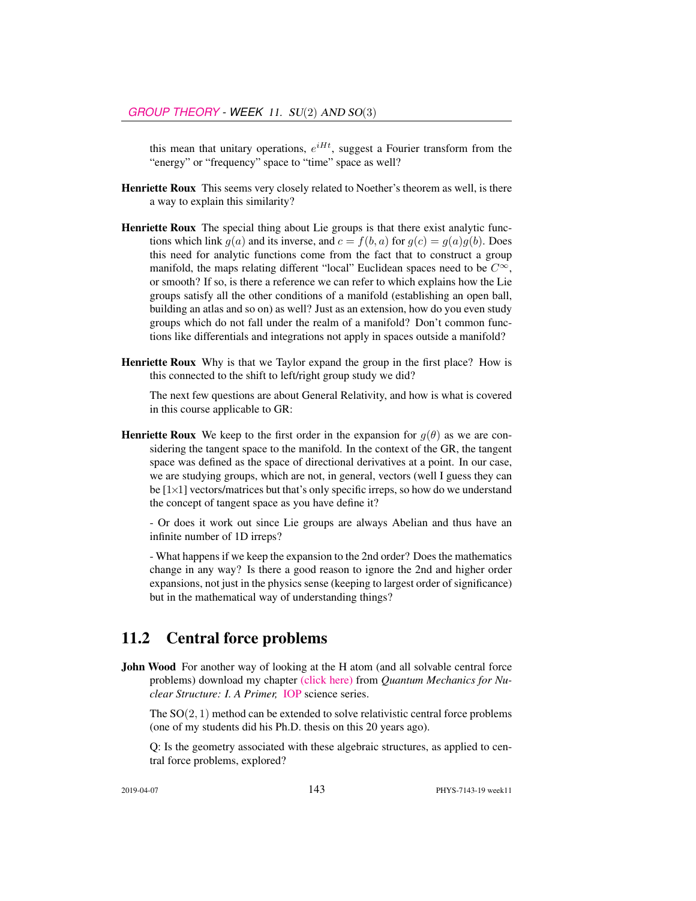this mean that unitary operations, $e^{iHt}$, suggest a Fourier transform from the "energy" or "frequency" space to "time" space as well?

**Henriette Roux** This seems very closely related to Noether's theorem as well, is there a way to explain this similarity?

**Henriette Roux** The special thing about Lie groups is that there exist analytic functions which link $g(a)$ and its inverse, and $c = f(b, a)$ for $g(c) = g(a)g(b)$. Does this need for analytic functions come from the fact that to construct a group manifold, the maps relating different "local" Euclidean spaces need to be $C^\infty$, or smooth? If so, is there a reference we can refer to which explains how the Lie groups satisfy all the other conditions of a manifold (establishing an open ball, building an atlas and so on) as well? Just as an extension, how do you even study groups which do not fall under the realm of a manifold? Don't common functions like differentials and integrations not apply in spaces outside a manifold?

**Henriette Roux** Why is that we Taylor expand the group in the first place? How is this connected to the shift to left/right group study we did?

The next few questions are about General Relativity, and how is what is covered in this course applicable to GR:

**Henriette Roux** We keep to the first order in the expansion for $g(\theta)$ as we are considering the tangent space to the manifold. In the context of the GR, the tangent space was defined as the space of directional derivatives at a point. In our case, we are studying groups, which are not, in general, vectors (well I guess they can be [1×1] vectors/matrices but that's only specific irreps, so how do we understand the concept of tangent space as you have define it?

- Or does it work out since Lie groups are always Abelian and thus have an infinite number of 1D irreps?

- What happens if we keep the expansion to the 2nd order? Does the mathematics change in any way? Is there a good reason to ignore the 2nd and higher order expansions, not just in the physics sense (keeping to largest order of significance) but in the mathematical way of understanding things?

## 11.2 Central force problems

**John Wood** For another way of looking at the H atom (and all solvable central force problems) download my chapter (click here) from *Quantum Mechanics for Nuclear Structure: I. A Primer,* IOP science series.

The $\mathrm{SO}(2, 1)$ method can be extended to solve relativistic central force problems (one of my students did his Ph.D. thesis on this 20 years ago).

Q: Is the geometry associated with these algebraic structures, as applied to central force problems, explored?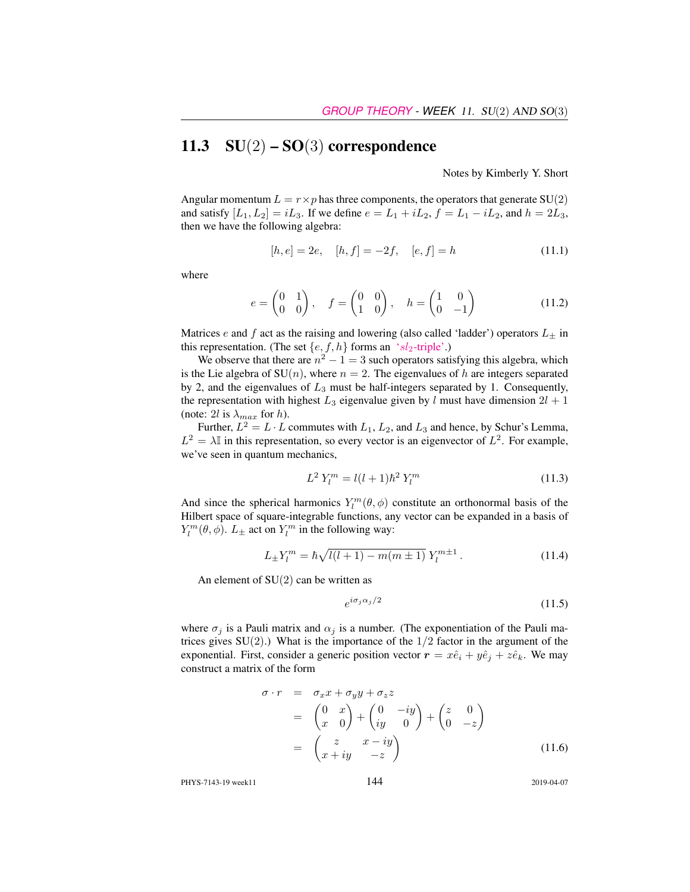## 11.3 SU(2) – SO(3) correspondence

Notes by Kimberly Y. Short

Angular momentum $L = r \times p$ has three components, the operators that generate SU(2) and satisfy $[L_1, L_2] = iL_3$. If we define $e = L_1 + iL_2$, $f = L_1 - iL_2$, and $h = 2L_3$, then we have the following algebra:

$$[h, e] = 2e, \quad [h, f] = -2f, \quad [e, f] = h \tag{11.1}$$

where

$$e = \begin{pmatrix} 0 & 1 \\ 0 & 0 \end{pmatrix}, \quad f = \begin{pmatrix} 0 & 0 \\ 1 & 0 \end{pmatrix}, \quad h = \begin{pmatrix} 1 & 0 \\ 0 & -1 \end{pmatrix} \tag{11.2}$$

Matrices $e$ and $f$ act as the raising and lowering (also called 'ladder') operators $L_\pm$ in this representation. (The set $\{e, f, h\}$ forms an '$sl_2$-triple'.)

We observe that there are $n^2 - 1 = 3$ such operators satisfying this algebra, which is the Lie algebra of SU($n$), where $n = 2$. The eigenvalues of $h$ are integers separated by 2, and the eigenvalues of $L_3$ must be half-integers separated by 1. Consequently, the representation with highest $L_3$ eigenvalue given by $l$ must have dimension $2l + 1$ (note: $2l$ is $\lambda_{max}$ for $h$).

Further, $L^2 = L \cdot L$ commutes with $L_1$, $L_2$, and $L_3$ and hence, by Schur's Lemma, $L^2 = \lambda \mathbb{I}$ in this representation, so every vector is an eigenvector of $L^2$. For example, we've seen in quantum mechanics,

$$L^2 \, Y_l^m = l(l+1)\hbar^2 \, Y_l^m \tag{11.3}$$

And since the spherical harmonics $Y_l^m(\theta, \phi)$ constitute an orthonormal basis of the Hilbert space of square-integrable functions, any vector can be expanded in a basis of $Y_l^m(\theta, \phi)$. $L_\pm$ act on $Y_l^m$ in the following way:

$$L_\pm Y_l^m = \hbar\sqrt{l(l+1) - m(m \pm 1)} \, Y_l^{m\pm 1} \,. \tag{11.4}$$

An element of SU(2) can be written as

$$e^{i\sigma_j \alpha_j / 2} \tag{11.5}$$

where $\sigma_j$ is a Pauli matrix and $\alpha_j$ is a number. (The exponentiation of the Pauli matrices gives SU(2).) What is the importance of the $1/2$ factor in the argument of the exponential. First, consider a generic position vector $\boldsymbol{r} = x\hat{e}_i + y\hat{e}_j + z\hat{e}_k$. We may construct a matrix of the form

$$\begin{aligned}
\sigma \cdot r &= \sigma_x x + \sigma_y y + \sigma_z z \\
&= \begin{pmatrix} 0 & x \\ x & 0 \end{pmatrix} + \begin{pmatrix} 0 & -iy \\ iy & 0 \end{pmatrix} + \begin{pmatrix} z & 0 \\ 0 & -z \end{pmatrix} \\
&= \begin{pmatrix} z & x - iy \\ x + iy & -z \end{pmatrix}
\end{aligned} \tag{11.6}$$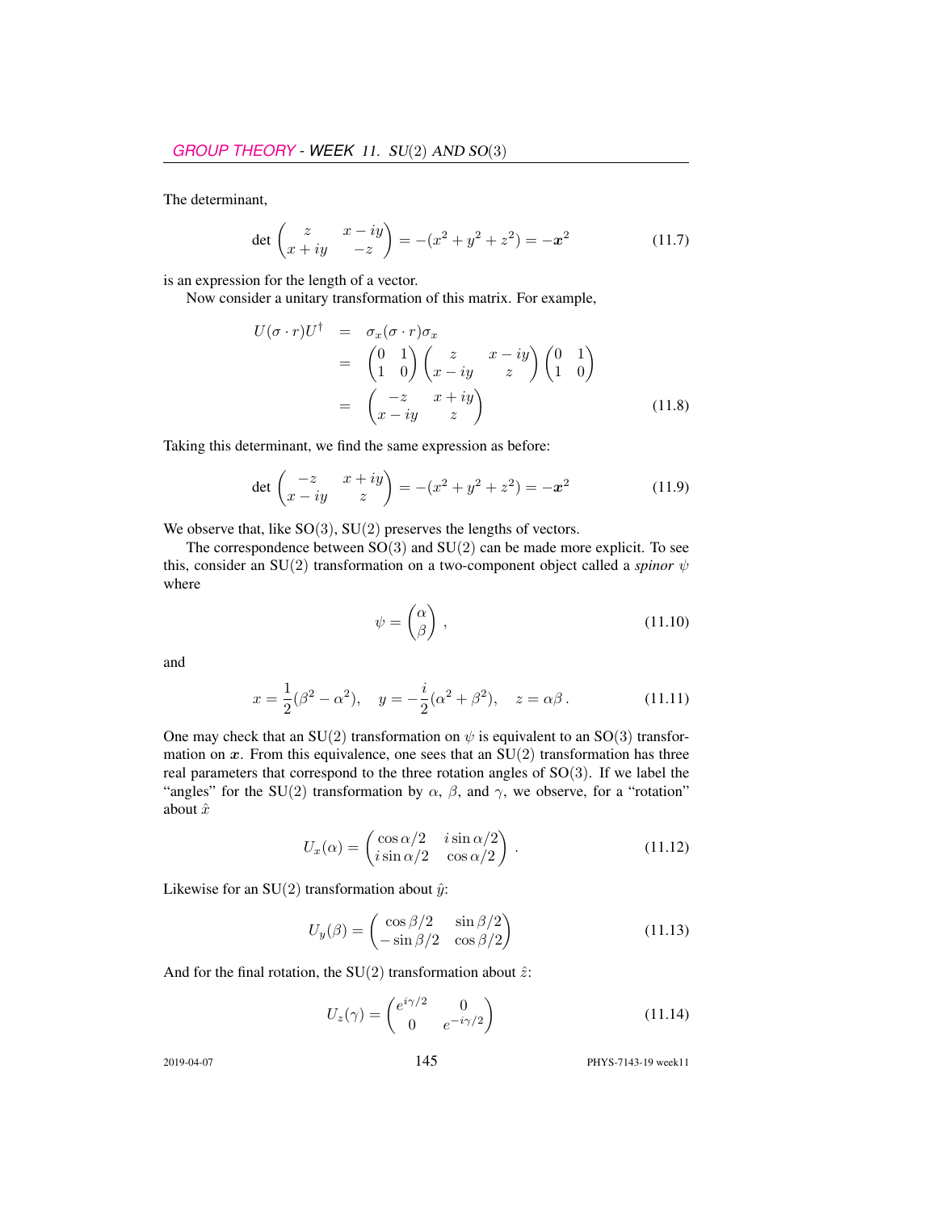The determinant,

$$\det \begin{pmatrix} z & x - iy \\ x + iy & -z \end{pmatrix} = -(x^2 + y^2 + z^2) = -\boldsymbol{x}^2 \tag{11.7}$$

is an expression for the length of a vector.

Now consider a unitary transformation of this matrix. For example,

$$\begin{aligned} U(\sigma \cdot r)U^\dagger &= \sigma_x(\sigma \cdot r)\sigma_x \\ &= \begin{pmatrix} 0 & 1 \\ 1 & 0 \end{pmatrix} \begin{pmatrix} z & x - iy \\ x - iy & z \end{pmatrix} \begin{pmatrix} 0 & 1 \\ 1 & 0 \end{pmatrix} \\ &= \begin{pmatrix} -z & x + iy \\ x - iy & z \end{pmatrix} \end{aligned} \tag{11.8}$$

Taking this determinant, we find the same expression as before:

$$\det \begin{pmatrix} -z & x + iy \\ x - iy & z \end{pmatrix} = -(x^2 + y^2 + z^2) = -\boldsymbol{x}^2 \tag{11.9}$$

We observe that, like SO(3), SU(2) preserves the lengths of vectors.

The correspondence between SO(3) and SU(2) can be made more explicit. To see this, consider an SU(2) transformation on a two-component object called a *spinor* $\psi$ where

$$\psi = \begin{pmatrix} \alpha \\ \beta \end{pmatrix} , \tag{11.10}$$

and

$$x = \frac{1}{2}(\beta^2 - \alpha^2), \quad y = -\frac{i}{2}(\alpha^2 + \beta^2), \quad z = \alpha\beta\,. \tag{11.11}$$

One may check that an SU(2) transformation on $\psi$ is equivalent to an SO(3) transformation on $\boldsymbol{x}$. From this equivalence, one sees that an SU(2) transformation has three real parameters that correspond to the three rotation angles of SO(3). If we label the "angles" for the SU(2) transformation by $\alpha$, $\beta$, and $\gamma$, we observe, for a "rotation" about $\hat{x}$

$$U_x(\alpha) = \begin{pmatrix} \cos\alpha/2 & i\sin\alpha/2 \\ i\sin\alpha/2 & \cos\alpha/2 \end{pmatrix} . \tag{11.12}$$

Likewise for an SU(2) transformation about $\hat{y}$:

$$U_y(\beta) = \begin{pmatrix} \cos\beta/2 & \sin\beta/2 \\ -\sin\beta/2 & \cos\beta/2 \end{pmatrix} \tag{11.13}$$

And for the final rotation, the SU(2) transformation about $\hat{z}$:

$$U_z(\gamma) = \begin{pmatrix} e^{i\gamma/2} & 0 \\ 0 & e^{-i\gamma/2} \end{pmatrix} \tag{11.14}$$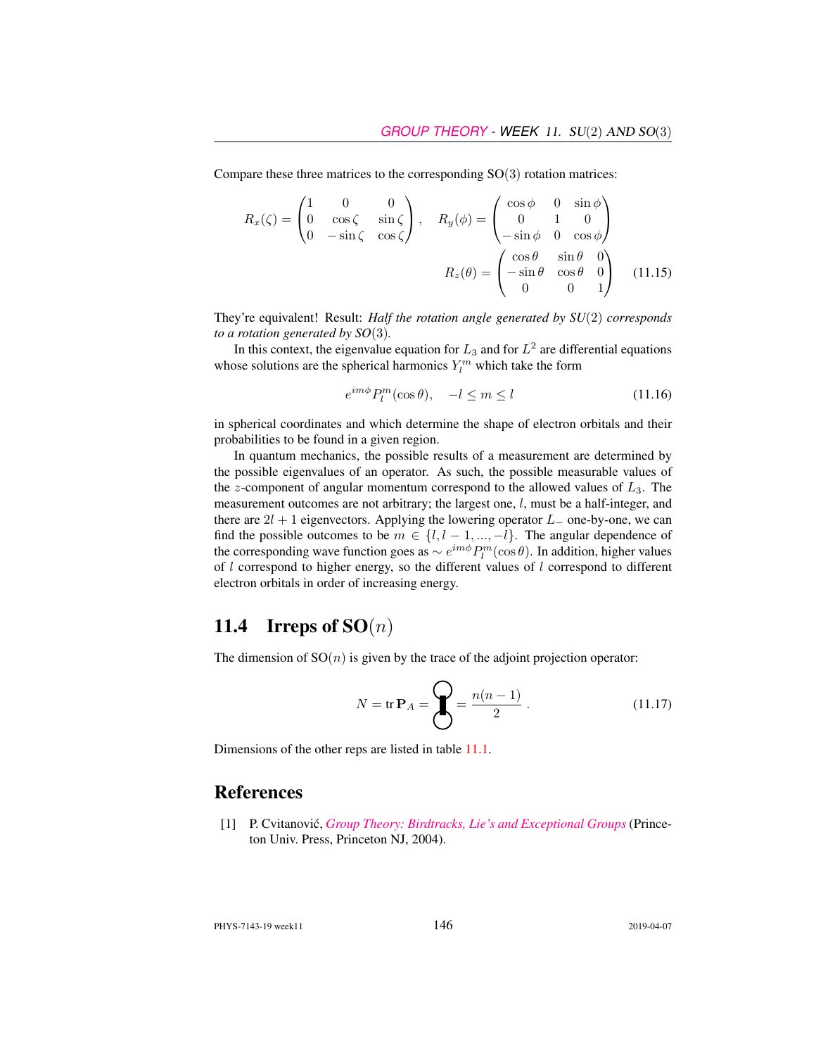Compare these three matrices to the corresponding SO(3) rotation matrices:

$$R_x(\zeta) = \begin{pmatrix} 1 & 0 & 0 \\ 0 & \cos\zeta & \sin\zeta \\ 0 & -\sin\zeta & \cos\zeta \end{pmatrix}, \quad R_y(\phi) = \begin{pmatrix} \cos\phi & 0 & \sin\phi \\ 0 & 1 & 0 \\ -\sin\phi & 0 & \cos\phi \end{pmatrix}$$

$$R_z(\theta) = \begin{pmatrix} \cos\theta & \sin\theta & 0 \\ -\sin\theta & \cos\theta & 0 \\ 0 & 0 & 1 \end{pmatrix} \tag{11.15}$$

They're equivalent! Result: *Half the rotation angle generated by SU(2) corresponds to a rotation generated by SO(3).*

In this context, the eigenvalue equation for $L_3$ and for $L^2$ are differential equations whose solutions are the spherical harmonics $Y_l^m$ which take the form

$$e^{im\phi} P_l^m(\cos\theta), \quad -l \leq m \leq l \tag{11.16}$$

in spherical coordinates and which determine the shape of electron orbitals and their probabilities to be found in a given region.

In quantum mechanics, the possible results of a measurement are determined by the possible eigenvalues of an operator. As such, the possible measurable values of the $z$-component of angular momentum correspond to the allowed values of $L_3$. The measurement outcomes are not arbitrary; the largest one, $l$, must be a half-integer, and there are $2l+1$ eigenvectors. Applying the lowering operator $L_-$ one-by-one, we can find the possible outcomes to be $m \in \{l, l-1, ..., -l\}$. The angular dependence of the corresponding wave function goes as $\sim e^{im\phi} P_l^m(\cos\theta)$. In addition, higher values of $l$ correspond to higher energy, so the different values of $l$ correspond to different electron orbitals in order of increasing energy.

## 11.4 Irreps of SO($n$)

The dimension of SO($n$) is given by the trace of the adjoint projection operator:

$$N = \mathrm{tr}\,\mathbf{P}_A = [\text{birdtrack}] = \frac{n(n-1)}{2}\,. \tag{11.17}$$

Dimensions of the other reps are listed in table 11.1.

# References

[1] P. Cvitanović, *Group Theory: Birdtracks, Lie's and Exceptional Groups* (Princeton Univ. Press, Princeton NJ, 2004).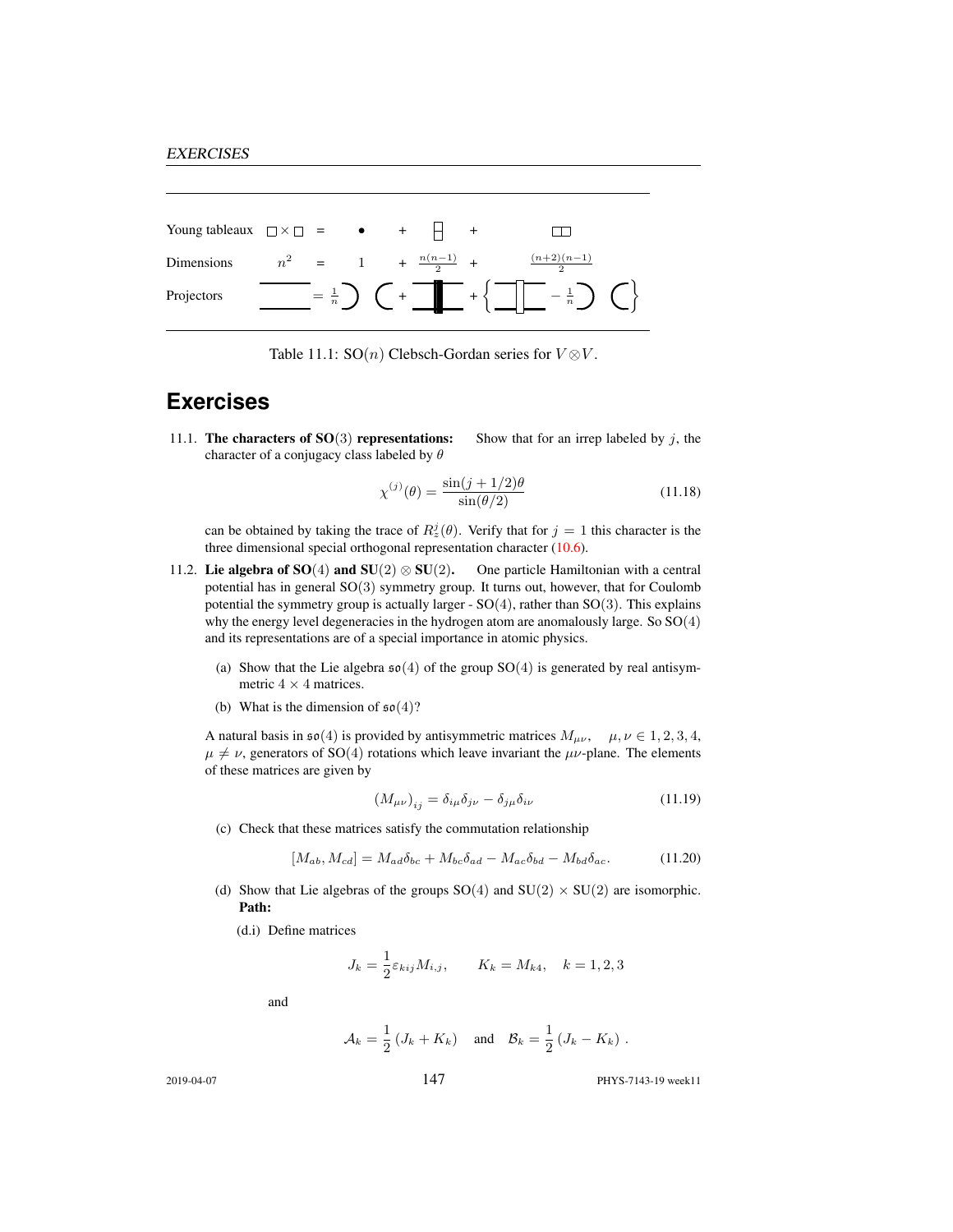| Young tableaux | $\square \times \square$ | = | $\bullet$ | + | $\begin{smallmatrix}\square\\\square\end{smallmatrix}$ | + | $\square\square$ |
|---|---|---|---|---|---|---|---|
| Dimensions | $n^2$ | = | 1 | + | $\frac{n(n-1)}{2}$ | + | $\frac{(n+2)(n-1)}{2}$ |
| Projectors | | $= \frac{1}{n}$ | | + | | + | $- \frac{1}{n}$ |

Table 11.1: $\mathrm{SO}(n)$ Clebsch-Gordan series for $V \otimes V$.

# Exercises

11.1. **The characters of SO(3) representations:** Show that for an irrep labeled by $j$, the character of a conjugacy class labeled by $\theta$

$$\chi^{(j)}(\theta) = \frac{\sin(j+1/2)\theta}{\sin(\theta/2)} \tag{11.18}$$

can be obtained by taking the trace of $R_z^j(\theta)$. Verify that for $j = 1$ this character is the three dimensional special orthogonal representation character (10.6).

11.2. **Lie algebra of SO(4) and SU(2) $\otimes$ SU(2).** One particle Hamiltonian with a central potential has in general SO(3) symmetry group. It turns out, however, that for Coulomb potential the symmetry group is actually larger - SO(4), rather than SO(3). This explains why the energy level degeneracies in the hydrogen atom are anomalously large. So SO(4) and its representations are of a special importance in atomic physics.

   (a) Show that the Lie algebra $\mathfrak{so}(4)$ of the group SO(4) is generated by real antisymmetric $4 \times 4$ matrices.

   (b) What is the dimension of $\mathfrak{so}(4)$?

   A natural basis in $\mathfrak{so}(4)$ is provided by antisymmetric matrices $M_{\mu\nu}$, $\mu, \nu \in 1, 2, 3, 4$, $\mu \neq \nu$, generators of SO(4) rotations which leave invariant the $\mu\nu$-plane. The elements of these matrices are given by

$$(M_{\mu\nu})_{ij} = \delta_{i\mu}\delta_{j\nu} - \delta_{j\mu}\delta_{i\nu} \tag{11.19}$$

   (c) Check that these matrices satisfy the commutation relationship

$$[M_{ab}, M_{cd}] = M_{ad}\delta_{bc} + M_{bc}\delta_{ad} - M_{ac}\delta_{bd} - M_{bd}\delta_{ac}. \tag{11.20}$$

   (d) Show that Lie algebras of the groups SO(4) and SU(2) $\times$ SU(2) are isomorphic. **Path:**

   (d.i) Define matrices

$$J_k = \frac{1}{2}\varepsilon_{kij} M_{i,j}, \qquad K_k = M_{k4}, \quad k = 1, 2, 3$$

   and

$$\mathcal{A}_k = \frac{1}{2}\left(J_k + K_k\right) \quad \text{and} \quad \mathcal{B}_k = \frac{1}{2}\left(J_k - K_k\right).$$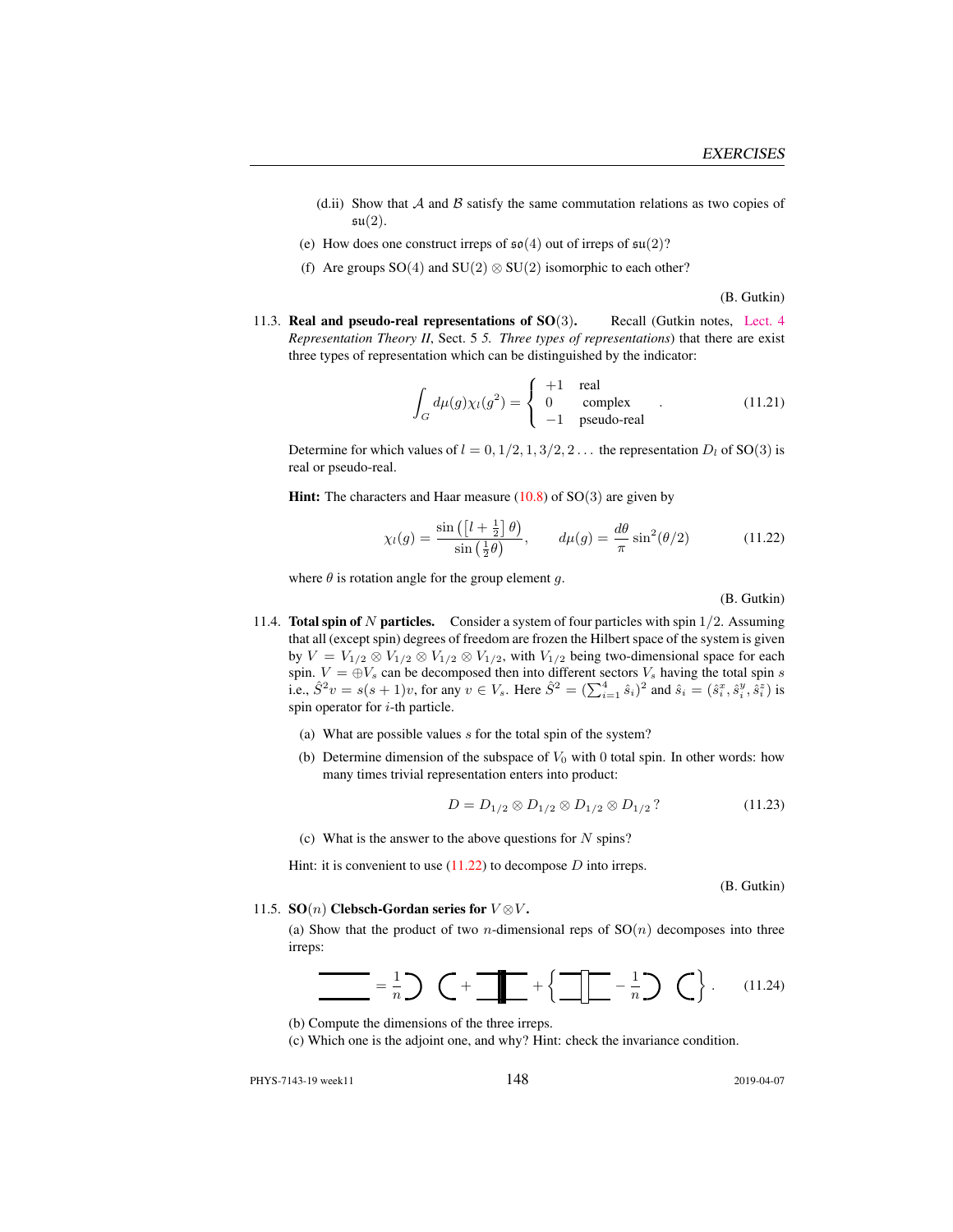(d.ii) Show that $\mathcal{A}$ and $\mathcal{B}$ satisfy the same commutation relations as two copies of $\mathfrak{su}(2)$.

(e) How does one construct irreps of $\mathfrak{so}(4)$ out of irreps of $\mathfrak{su}(2)$?

(f) Are groups SO(4) and SU(2) $\otimes$ SU(2) isomorphic to each other?

(B. Gutkin)

11.3. **Real and pseudo-real representations of SO(3).** Recall (Gutkin notes, Lect. 4 *Representation Theory II*, Sect. 5 *5. Three types of representations*) that there are exist three types of representation which can be distinguished by the indicator:

$$\int_G d\mu(g)\chi_l(g^2) = \begin{cases} +1 & \text{real} \\ 0 & \text{complex} \\ -1 & \text{pseudo-real} \end{cases} . \tag{11.21}$$

Determine for which values of $l = 0, 1/2, 1, 3/2, 2\ldots$ the representation $D_l$ of SO(3) is real or pseudo-real.

**Hint:** The characters and Haar measure (10.8) of SO(3) are given by

$$\chi_l(g) = \frac{\sin\left(\left[l+\frac{1}{2}\right]\theta\right)}{\sin\left(\frac{1}{2}\theta\right)}, \qquad d\mu(g) = \frac{d\theta}{\pi}\sin^2(\theta/2) \tag{11.22}$$

where $\theta$ is rotation angle for the group element $g$.

(B. Gutkin)

11.4. **Total spin of $N$ particles.** Consider a system of four particles with spin $1/2$. Assuming that all (except spin) degrees of freedom are frozen the Hilbert space of the system is given by $V = V_{1/2} \otimes V_{1/2} \otimes V_{1/2} \otimes V_{1/2}$, with $V_{1/2}$ being two-dimensional space for each spin. $V = \oplus V_s$ can be decomposed then into different sectors $V_s$ having the total spin $s$ i.e., $\hat{S}^2 v = s(s+1)v$, for any $v \in V_s$. Here $\hat{S}^2 = (\sum_{i=1}^4 \hat{s}_i)^2$ and $\hat{s}_i = (\hat{s}_i^x, \hat{s}_i^y, \hat{s}_i^z)$ is spin operator for $i$-th particle.

(a) What are possible values $s$ for the total spin of the system?

(b) Determine dimension of the subspace of $V_0$ with 0 total spin. In other words: how many times trivial representation enters into product:

$$D = D_{1/2} \otimes D_{1/2} \otimes D_{1/2} \otimes D_{1/2}\,? \tag{11.23}$$

(c) What is the answer to the above questions for $N$ spins?

Hint: it is convenient to use (11.22) to decompose $D$ into irreps.

(B. Gutkin)

11.5. **SO($n$) Clebsch-Gordan series for $V \otimes V$.**

(a) Show that the product of two $n$-dimensional reps of SO($n$) decomposes into three irreps:

$$\text{[birdtrack diagram]} = \frac{1}{n}\,\text{[diagram]} + \text{[diagram]} + \left\{ \text{[diagram]} - \frac{1}{n}\,\text{[diagram]} \right\}. \tag{11.24}$$

(b) Compute the dimensions of the three irreps.

(c) Which one is the adjoint one, and why? Hint: check the invariance condition.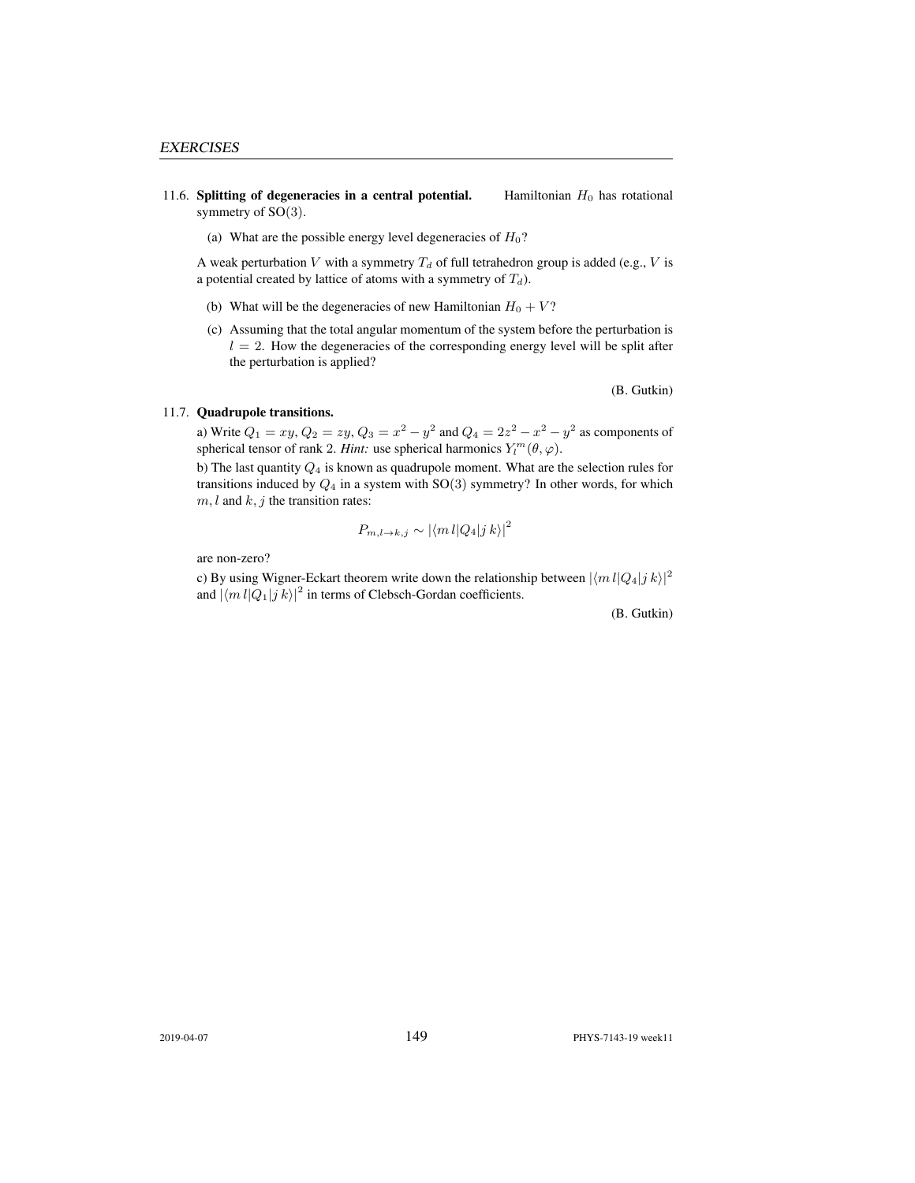11.6. **Splitting of degeneracies in a central potential.** Hamiltonian $H_0$ has rotational symmetry of SO(3).

(a) What are the possible energy level degeneracies of $H_0$?

A weak perturbation $V$ with a symmetry $T_d$ of full tetrahedron group is added (e.g., $V$ is a potential created by lattice of atoms with a symmetry of $T_d$).

(b) What will be the degeneracies of new Hamiltonian $H_0 + V$?

(c) Assuming that the total angular momentum of the system before the perturbation is $l = 2$. How the degeneracies of the corresponding energy level will be split after the perturbation is applied?

(B. Gutkin)

11.7. **Quadrupole transitions.**

a) Write $Q_1 = xy, Q_2 = zy, Q_3 = x^2 - y^2$ and $Q_4 = 2z^2 - x^2 - y^2$ as components of spherical tensor of rank 2. *Hint:* use spherical harmonics $Y_l^m(\theta, \varphi)$.

b) The last quantity $Q_4$ is known as quadrupole moment. What are the selection rules for transitions induced by $Q_4$ in a system with SO(3) symmetry? In other words, for which $m, l$ and $k, j$ the transition rates:

$$P_{m,l \to k,j} \sim |\langle m\, l|Q_4|j\, k\rangle|^2$$

are non-zero?

c) By using Wigner-Eckart theorem write down the relationship between $|\langle m\, l|Q_4|j\, k\rangle|^2$ and $|\langle m\, l|Q_1|j\, k\rangle|^2$ in terms of Clebsch-Gordan coefficients.

(B. Gutkin)